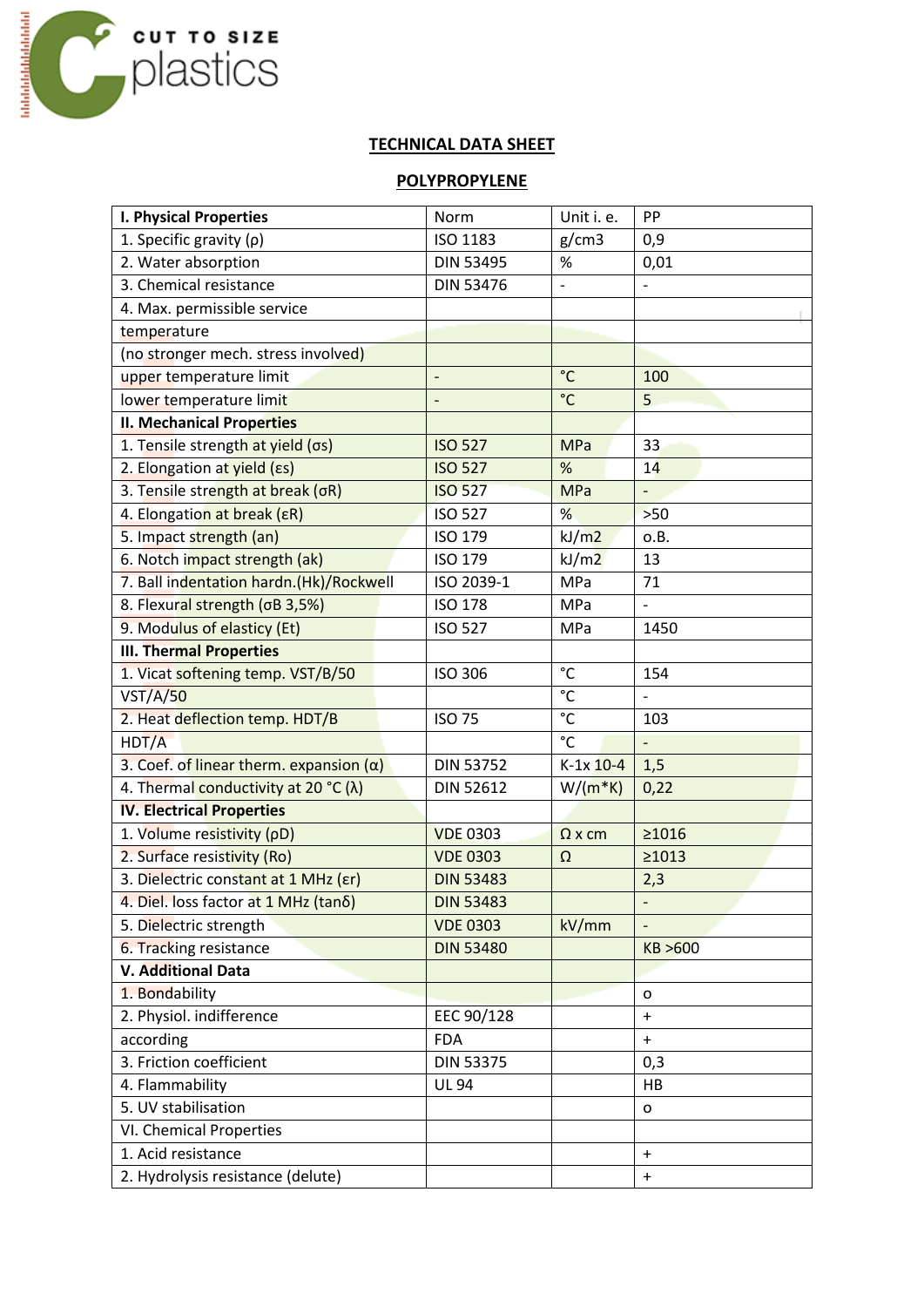CUT TO SIZE plastics

## TECHNICAL DATA SHEET

## POLYPROPYLENE

| **I. Physical Properties** | Norm | Unit i. e. | PP |
|---|---|---|---|
| 1. Specific gravity (ρ) | ISO 1183 | g/cm3 | 0,9 |
| 2. Water absorption | DIN 53495 | % | 0,01 |
| 3. Chemical resistance | DIN 53476 | - | - |
| 4. Max. permissible service | | | |
| temperature | | | |
| (no stronger mech. stress involved) | | | |
| upper temperature limit | - | °C | 100 |
| lower temperature limit | - | °C | 5 |
| **II. Mechanical Properties** | | | |
| 1. Tensile strength at yield (σs) | ISO 527 | MPa | 33 |
| 2. Elongation at yield (εs) | ISO 527 | % | 14 |
| 3. Tensile strength at break (σR) | ISO 527 | MPa | - |
| 4. Elongation at break (εR) | ISO 527 | % | >50 |
| 5. Impact strength (an) | ISO 179 | kJ/m2 | o.B. |
| 6. Notch impact strength (ak) | ISO 179 | kJ/m2 | 13 |
| 7. Ball indentation hardn.(Hk)/Rockwell | ISO 2039-1 | MPa | 71 |
| 8. Flexural strength (σB 3,5%) | ISO 178 | MPa | - |
| 9. Modulus of elasticy (Et) | ISO 527 | MPa | 1450 |
| **III. Thermal Properties** | | | |
| 1. Vicat softening temp. VST/B/50 | ISO 306 | °C | 154 |
| VST/A/50 | | °C | - |
| 2. Heat deflection temp. HDT/B | ISO 75 | °C | 103 |
| HDT/A | | °C | - |
| 3. Coef. of linear therm. expansion (α) | DIN 53752 | K-1x 10-4 | 1,5 |
| 4. Thermal conductivity at 20 °C (λ) | DIN 52612 | W/(m*K) | 0,22 |
| **IV. Electrical Properties** | | | |
| 1. Volume resistivity (ρD) | VDE 0303 | Ω x cm | ≥1016 |
| 2. Surface resistivity (Ro) | VDE 0303 | Ω | ≥1013 |
| 3. Dielectric constant at 1 MHz (εr) | DIN 53483 | | 2,3 |
| 4. Diel. loss factor at 1 MHz (tanδ) | DIN 53483 | | - |
| 5. Dielectric strength | VDE 0303 | kV/mm | - |
| 6. Tracking resistance | DIN 53480 | | KB >600 |
| **V. Additional Data** | | | |
| 1. Bondability | | | o |
| 2. Physiol. indifference | EEC 90/128 | | + |
| according | FDA | | + |
| 3. Friction coefficient | DIN 53375 | | 0,3 |
| 4. Flammability | UL 94 | | HB |
| 5. UV stabilisation | | | o |
| VI. Chemical Properties | | | |
| 1. Acid resistance | | | + |
| 2. Hydrolysis resistance (delute) | | | + |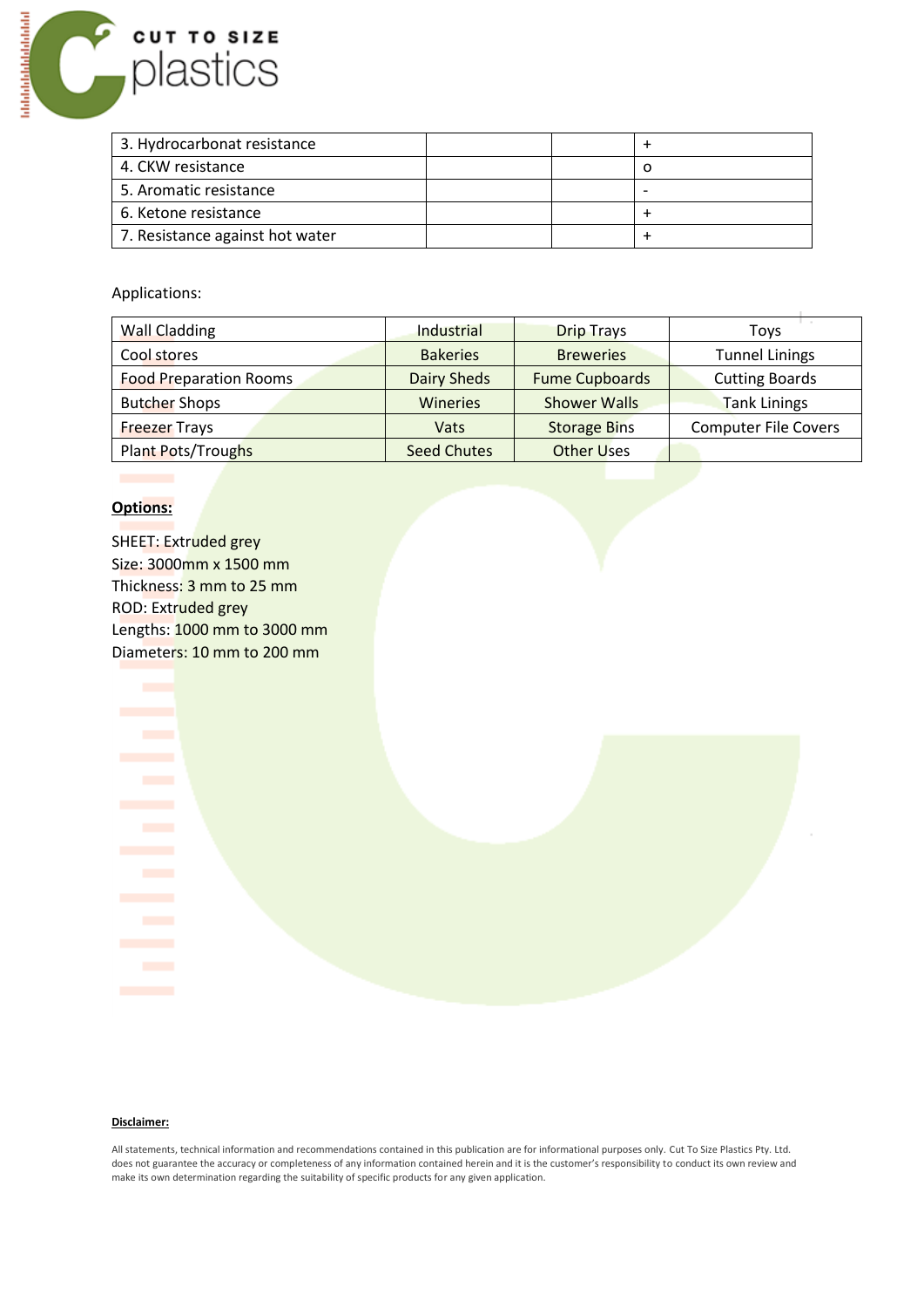| | | | |
|---|---|---|---|
| 3. Hydrocarbonat resistance | | | + |
| 4. CKW resistance | | | o |
| 5. Aromatic resistance | | | - |
| 6. Ketone resistance | | | + |
| 7. Resistance against hot water | | | + |

Applications:

| | | | |
|---|---|---|---|
| Wall Cladding | Industrial | Drip Trays | Toys |
| Cool stores | Bakeries | Breweries | Tunnel Linings |
| Food Preparation Rooms | Dairy Sheds | Fume Cupboards | Cutting Boards |
| Butcher Shops | Wineries | Shower Walls | Tank Linings |
| Freezer Trays | Vats | Storage Bins | Computer File Covers |
| Plant Pots/Troughs | Seed Chutes | Other Uses | |

**Options:**

SHEET: Extruded grey
Size: 3000mm x 1500 mm
Thickness: 3 mm to 25 mm
ROD: Extruded grey
Lengths: 1000 mm to 3000 mm
Diameters: 10 mm to 200 mm

**Disclaimer:**

All statements, technical information and recommendations contained in this publication are for informational purposes only. Cut To Size Plastics Pty. Ltd. does not guarantee the accuracy or completeness of any information contained herein and it is the customer's responsibility to conduct its own review and make its own determination regarding the suitability of specific products for any given application.